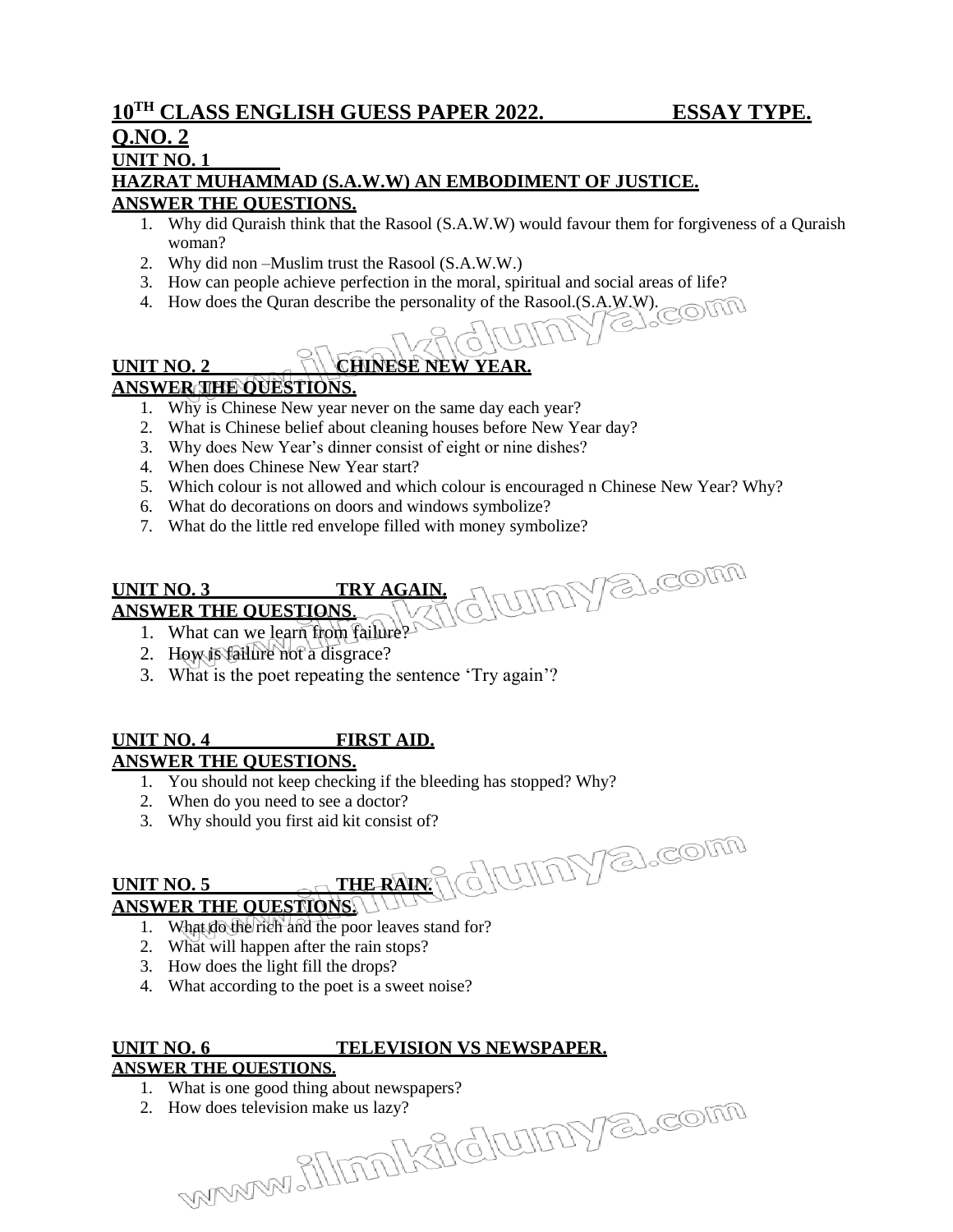# 10TH CLASS ENGLISH GUESS PAPER 2022. ESSAY TYPE.

## Q.NO. 2

### UNIT NO. 1

### HAZRAT MUHAMMAD (S.A.W.W) AN EMBODIMENT OF JUSTICE.

**ANSWER THE QUESTIONS.**

1. Why did Quraish think that the Rasool (S.A.W.W) would favour them for forgiveness of a Quraish woman?
2. Why did non –Muslim trust the Rasool (S.A.W.W.)
3. How can people achieve perfection in the moral, spiritual and social areas of life?
4. How does the Quran describe the personality of the Rasool.(S.A.W.W).

### UNIT NO. 2 CHINESE NEW YEAR.

**ANSWER THE QUESTIONS.**

1. Why is Chinese New year never on the same day each year?
2. What is Chinese belief about cleaning houses before New Year day?
3. Why does New Year's dinner consist of eight or nine dishes?
4. When does Chinese New Year start?
5. Which colour is not allowed and which colour is encouraged n Chinese New Year? Why?
6. What do decorations on doors and windows symbolize?
7. What do the little red envelope filled with money symbolize?

### UNIT NO. 3 TRY AGAIN.

**ANSWER THE QUESTIONS.**

1. What can we learn from failure?
2. How is failure not a disgrace?
3. What is the poet repeating the sentence 'Try again'?

### UNIT NO. 4 FIRST AID.

**ANSWER THE QUESTIONS.**

1. You should not keep checking if the bleeding has stopped? Why?
2. When do you need to see a doctor?
3. Why should you first aid kit consist of?

### UNIT NO. 5 THE RAIN.

**ANSWER THE QUESTIONS.**

1. What do the rich and the poor leaves stand for?
2. What will happen after the rain stops?
3. How does the light fill the drops?
4. What according to the poet is a sweet noise?

### UNIT NO. 6 TELEVISION VS NEWSPAPER.

**ANSWER THE QUESTIONS.**

1. What is one good thing about newspapers?
2. How does television make us lazy?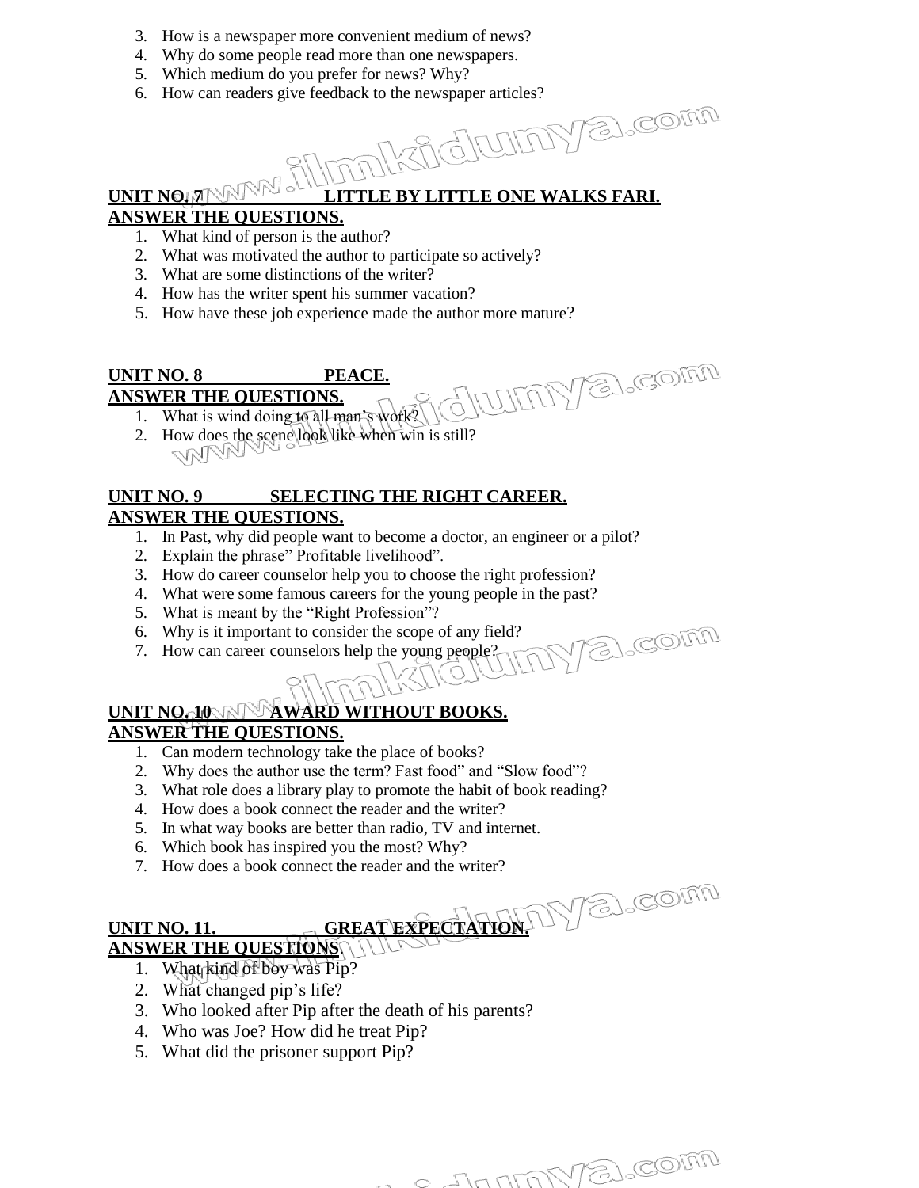3. How is a newspaper more convenient medium of news?
4. Why do some people read more than one newspapers.
5. Which medium do you prefer for news? Why?
6. How can readers give feedback to the newspaper articles?

## UNIT NO. 7 LITTLE BY LITTLE ONE WALKS FARI.

**ANSWER THE QUESTIONS.**

1. What kind of person is the author?
2. What was motivated the author to participate so actively?
3. What are some distinctions of the writer?
4. How has the writer spent his summer vacation?
5. How have these job experience made the author more mature?

## UNIT NO. 8 PEACE.

**ANSWER THE QUESTIONS.**

1. What is wind doing to all man's work?
2. How does the scene look like when win is still?

## UNIT NO. 9 SELECTING THE RIGHT CAREER.

**ANSWER THE QUESTIONS.**

1. In Past, why did people want to become a doctor, an engineer or a pilot?
2. Explain the phrase" Profitable livelihood".
3. How do career counselor help you to choose the right profession?
4. What were some famous careers for the young people in the past?
5. What is meant by the "Right Profession"?
6. Why is it important to consider the scope of any field?
7. How can career counselors help the young people?

## UNIT NO. 10 AWARD WITHOUT BOOKS.

**ANSWER THE QUESTIONS.**

1. Can modern technology take the place of books?
2. Why does the author use the term? Fast food" and "Slow food"?
3. What role does a library play to promote the habit of book reading?
4. How does a book connect the reader and the writer?
5. In what way books are better than radio, TV and internet.
6. Which book has inspired you the most? Why?
7. How does a book connect the reader and the writer?

## UNIT NO. 11. GREAT EXPECTATION.

**ANSWER THE QUESTIONS.**

1. What kind of boy was Pip?
2. What changed pip's life?
3. Who looked after Pip after the death of his parents?
4. Who was Joe? How did he treat Pip?
5. What did the prisoner support Pip?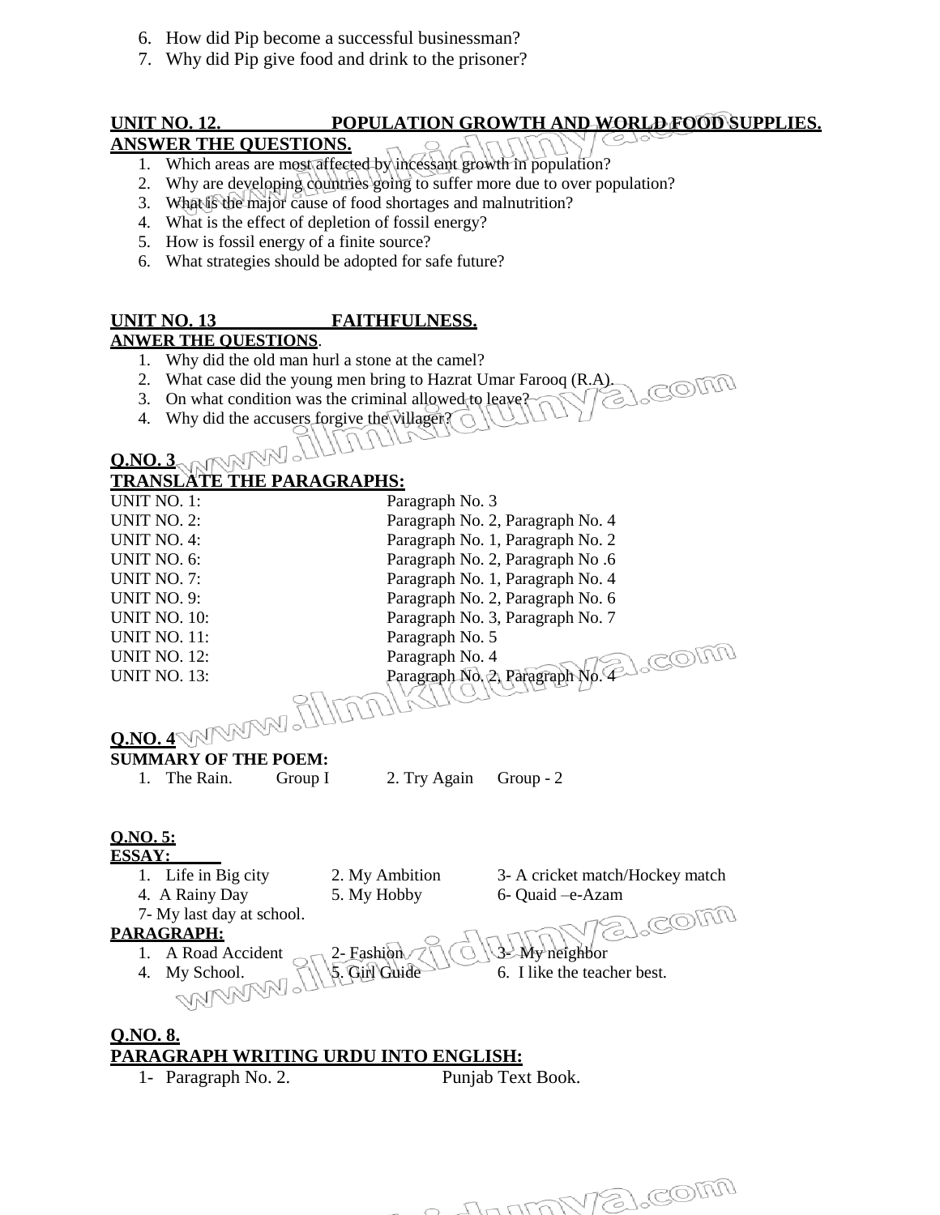6. How did Pip become a successful businessman?
7. Why did Pip give food and drink to the prisoner?

**UNIT NO. 12. POPULATION GROWTH AND WORLD FOOD SUPPLIES.**

**ANSWER THE QUESTIONS.**

1. Which areas are most affected by incessant growth in population?
2. Why are developing countries going to suffer more due to over population?
3. What is the major cause of food shortages and malnutrition?
4. What is the effect of depletion of fossil energy?
5. How is fossil energy of a finite source?
6. What strategies should be adopted for safe future?

**UNIT NO. 13 FAITHFULNESS.**

**ANWER THE QUESTIONS.**

1. Why did the old man hurl a stone at the camel?
2. What case did the young men bring to Hazrat Umar Farooq (R.A).
3. On what condition was the criminal allowed to leave?
4. Why did the accusers forgive the villager?

**Q.NO. 3**

**TRANSLATE THE PARAGRAPHS:**

| | |
|---|---|
| UNIT NO. 1: | Paragraph No. 3 |
| UNIT NO. 2: | Paragraph No. 2, Paragraph No. 4 |
| UNIT NO. 4: | Paragraph No. 1, Paragraph No. 2 |
| UNIT NO. 6: | Paragraph No. 2, Paragraph No .6 |
| UNIT NO. 7: | Paragraph No. 1, Paragraph No. 4 |
| UNIT NO. 9: | Paragraph No. 2, Paragraph No. 6 |
| UNIT NO. 10: | Paragraph No. 3, Paragraph No. 7 |
| UNIT NO. 11: | Paragraph No. 5 |
| UNIT NO. 12: | Paragraph No. 4 |
| UNIT NO. 13: | Paragraph No. 2, Paragraph No. 4 |

**Q.NO. 4**

**SUMMARY OF THE POEM:**

1. The Rain. Group I  2. Try Again Group - 2

**Q.NO. 5:**

**ESSAY:**

1. Life in Big city  2. My Ambition  3- A cricket match/Hockey match
4. A Rainy Day  5. My Hobby  6- Quaid –e-Azam
7- My last day at school.

**PARAGRAPH:**

1. A Road Accident  2- Fashion  3- My neighbor
4. My School.  5. Girl Guide  6. I like the teacher best.

**Q.NO. 8.**

**PARAGRAPH WRITING URDU INTO ENGLISH:**

1- Paragraph No. 2. Punjab Text Book.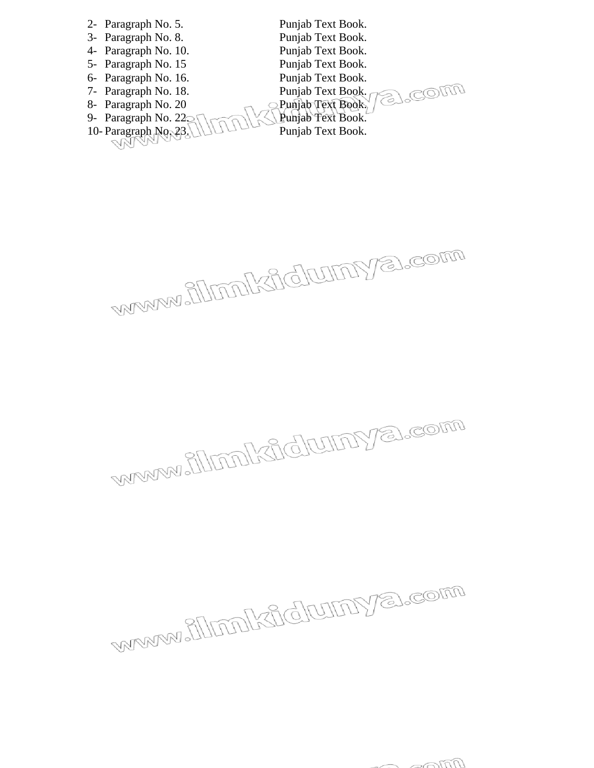2- Paragraph No. 5. Punjab Text Book.
3- Paragraph No. 8. Punjab Text Book.
4- Paragraph No. 10. Punjab Text Book.
5- Paragraph No. 15 Punjab Text Book.
6- Paragraph No. 16. Punjab Text Book.
7- Paragraph No. 18. Punjab Text Book.
8- Paragraph No. 20 Punjab Text Book.
9- Paragraph No. 22. Punjab Text Book.
10- Paragraph No. 23. Punjab Text Book.